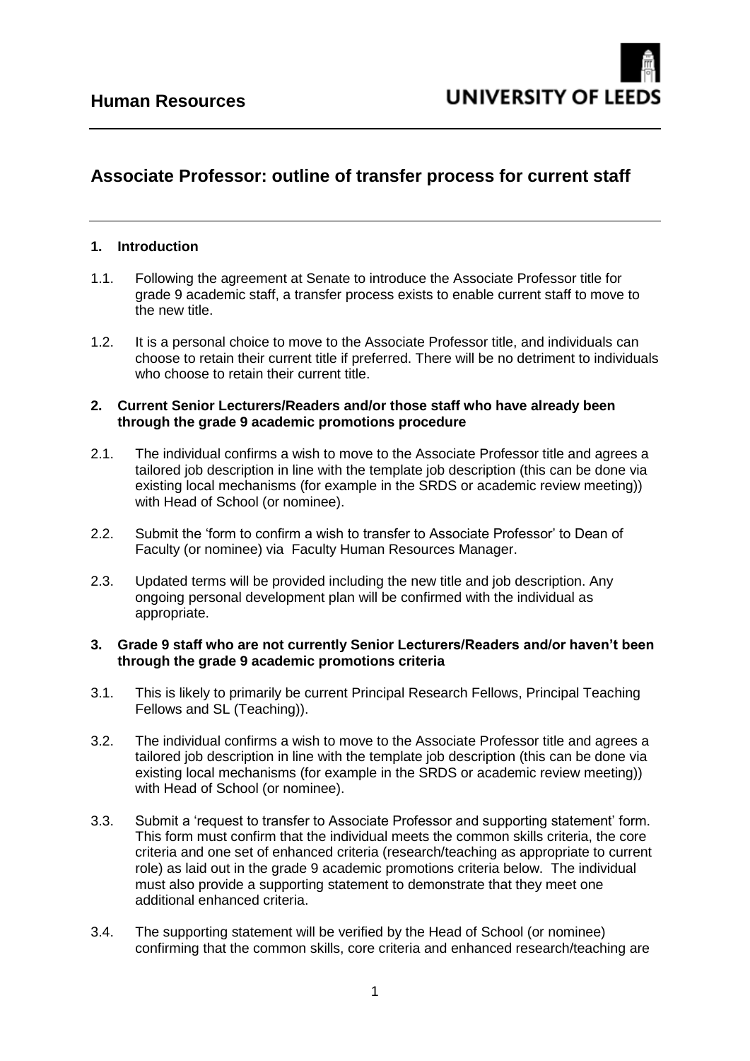Human Resources

UNIVERSITY OF LEEDS

# Associate Professor: outline of transfer process for current staff

## 1. Introduction

1.1. Following the agreement at Senate to introduce the Associate Professor title for grade 9 academic staff, a transfer process exists to enable current staff to move to the new title.

1.2. It is a personal choice to move to the Associate Professor title, and individuals can choose to retain their current title if preferred. There will be no detriment to individuals who choose to retain their current title.

## 2. Current Senior Lecturers/Readers and/or those staff who have already been through the grade 9 academic promotions procedure

2.1. The individual confirms a wish to move to the Associate Professor title and agrees a tailored job description in line with the template job description (this can be done via existing local mechanisms (for example in the SRDS or academic review meeting)) with Head of School (or nominee).

2.2. Submit the 'form to confirm a wish to transfer to Associate Professor' to Dean of Faculty (or nominee) via Faculty Human Resources Manager.

2.3. Updated terms will be provided including the new title and job description. Any ongoing personal development plan will be confirmed with the individual as appropriate.

## 3. Grade 9 staff who are not currently Senior Lecturers/Readers and/or haven't been through the grade 9 academic promotions criteria

3.1. This is likely to primarily be current Principal Research Fellows, Principal Teaching Fellows and SL (Teaching)).

3.2. The individual confirms a wish to move to the Associate Professor title and agrees a tailored job description in line with the template job description (this can be done via existing local mechanisms (for example in the SRDS or academic review meeting)) with Head of School (or nominee).

3.3. Submit a 'request to transfer to Associate Professor and supporting statement' form. This form must confirm that the individual meets the common skills criteria, the core criteria and one set of enhanced criteria (research/teaching as appropriate to current role) as laid out in the grade 9 academic promotions criteria below. The individual must also provide a supporting statement to demonstrate that they meet one additional enhanced criteria.

3.4. The supporting statement will be verified by the Head of School (or nominee) confirming that the common skills, core criteria and enhanced research/teaching are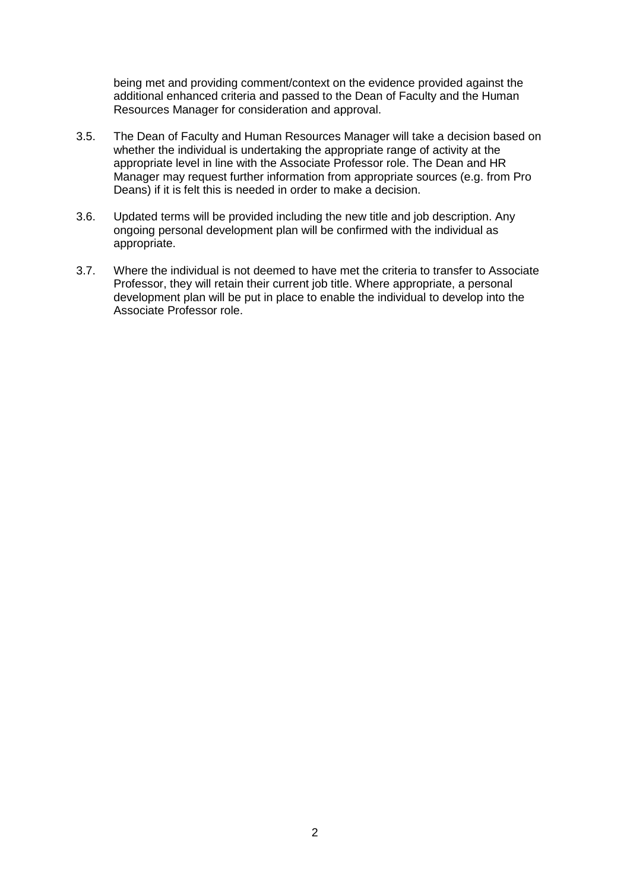being met and providing comment/context on the evidence provided against the additional enhanced criteria and passed to the Dean of Faculty and the Human Resources Manager for consideration and approval.

3.5. The Dean of Faculty and Human Resources Manager will take a decision based on whether the individual is undertaking the appropriate range of activity at the appropriate level in line with the Associate Professor role. The Dean and HR Manager may request further information from appropriate sources (e.g. from Pro Deans) if it is felt this is needed in order to make a decision.

3.6. Updated terms will be provided including the new title and job description. Any ongoing personal development plan will be confirmed with the individual as appropriate.

3.7. Where the individual is not deemed to have met the criteria to transfer to Associate Professor, they will retain their current job title. Where appropriate, a personal development plan will be put in place to enable the individual to develop into the Associate Professor role.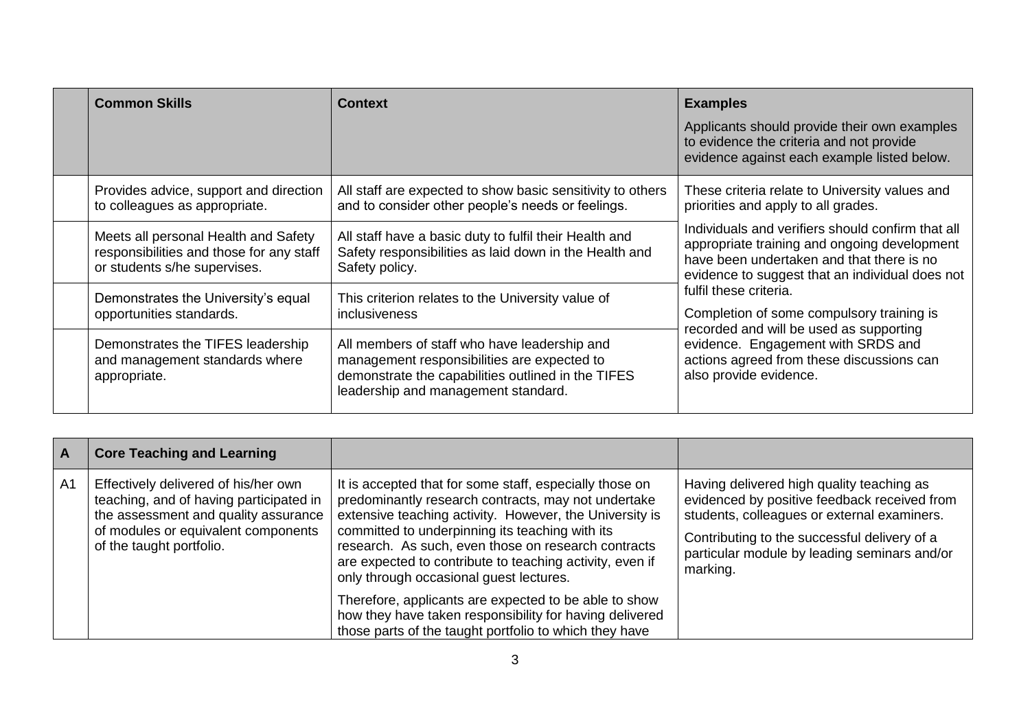| | Common Skills | Context | Examples<br><br>Applicants should provide their own examples to evidence the criteria and not provide evidence against each example listed below. |
|---|---|---|---|
| | Provides advice, support and direction to colleagues as appropriate. | All staff are expected to show basic sensitivity to others and to consider other people's needs or feelings. | These criteria relate to University values and priorities and apply to all grades.<br><br>Individuals and verifiers should confirm that all appropriate training and ongoing development have been undertaken and that there is no evidence to suggest that an individual does not fulfil these criteria.<br><br>Completion of some compulsory training is recorded and will be used as supporting evidence. Engagement with SRDS and actions agreed from these discussions can also provide evidence. |
| | Meets all personal Health and Safety responsibilities and those for any staff or students s/he supervises. | All staff have a basic duty to fulfil their Health and Safety responsibilities as laid down in the Health and Safety policy. | |
| | Demonstrates the University's equal opportunities standards. | This criterion relates to the University value of inclusiveness | |
| | Demonstrates the TIFES leadership and management standards where appropriate. | All members of staff who have leadership and management responsibilities are expected to demonstrate the capabilities outlined in the TIFES leadership and management standard. | |

| A | Core Teaching and Learning | | |
|---|---|---|---|
| A1 | Effectively delivered of his/her own teaching, and of having participated in the assessment and quality assurance of modules or equivalent components of the taught portfolio. | It is accepted that for some staff, especially those on predominantly research contracts, may not undertake extensive teaching activity. However, the University is committed to underpinning its teaching with its research. As such, even those on research contracts are expected to contribute to teaching activity, even if only through occasional guest lectures.<br><br>Therefore, applicants are expected to be able to show how they have taken responsibility for having delivered those parts of the taught portfolio to which they have | Having delivered high quality teaching as evidenced by positive feedback received from students, colleagues or external examiners.<br><br>Contributing to the successful delivery of a particular module by leading seminars and/or marking. |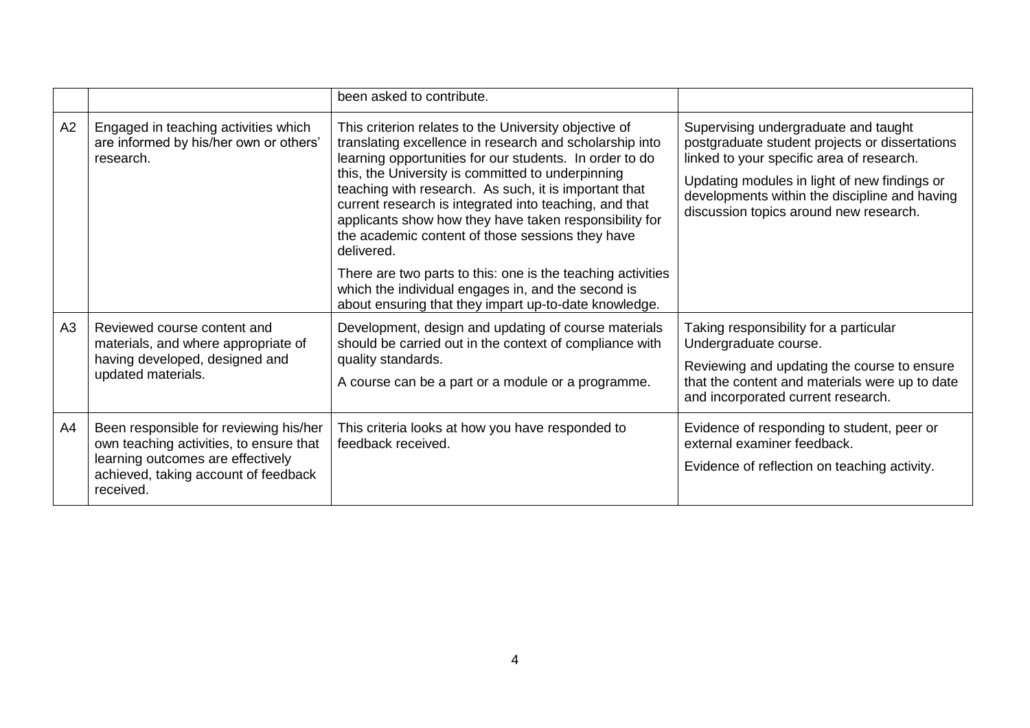| | | | |
|---|---|---|---|
| | | been asked to contribute. | |
| A2 | Engaged in teaching activities which are informed by his/her own or others' research. | This criterion relates to the University objective of translating excellence in research and scholarship into learning opportunities for our students. In order to do this, the University is committed to underpinning teaching with research. As such, it is important that current research is integrated into teaching, and that applicants show how they have taken responsibility for the academic content of those sessions they have delivered.<br><br>There are two parts to this: one is the teaching activities which the individual engages in, and the second is about ensuring that they impart up-to-date knowledge. | Supervising undergraduate and taught postgraduate student projects or dissertations linked to your specific area of research.<br><br>Updating modules in light of new findings or developments within the discipline and having discussion topics around new research. |
| A3 | Reviewed course content and materials, and where appropriate of having developed, designed and updated materials. | Development, design and updating of course materials should be carried out in the context of compliance with quality standards.<br><br>A course can be a part or a module or a programme. | Taking responsibility for a particular Undergraduate course.<br><br>Reviewing and updating the course to ensure that the content and materials were up to date and incorporated current research. |
| A4 | Been responsible for reviewing his/her own teaching activities, to ensure that learning outcomes are effectively achieved, taking account of feedback received. | This criteria looks at how you have responded to feedback received. | Evidence of responding to student, peer or external examiner feedback.<br><br>Evidence of reflection on teaching activity. |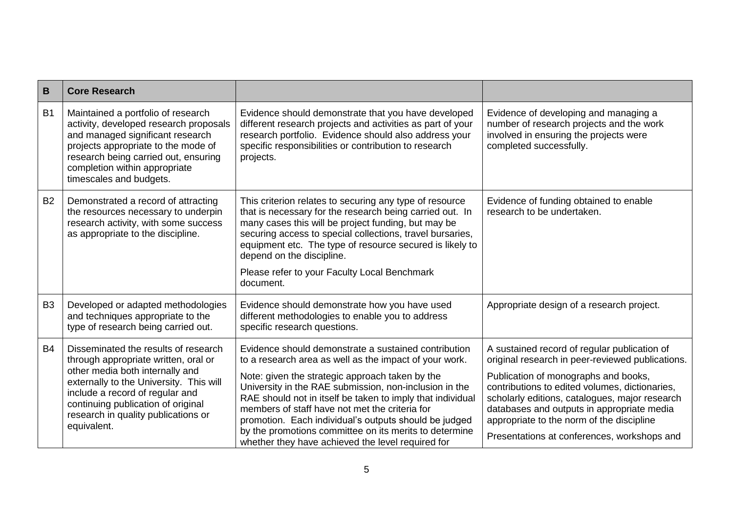| B | Core Research | | |
|---|---|---|---|
| B1 | Maintained a portfolio of research activity, developed research proposals and managed significant research projects appropriate to the mode of research being carried out, ensuring completion within appropriate timescales and budgets. | Evidence should demonstrate that you have developed different research projects and activities as part of your research portfolio. Evidence should also address your specific responsibilities or contribution to research projects. | Evidence of developing and managing a number of research projects and the work involved in ensuring the projects were completed successfully. |
| B2 | Demonstrated a record of attracting the resources necessary to underpin research activity, with some success as appropriate to the discipline. | This criterion relates to securing any type of resource that is necessary for the research being carried out. In many cases this will be project funding, but may be securing access to special collections, travel bursaries, equipment etc. The type of resource secured is likely to depend on the discipline.<br><br>Please refer to your Faculty Local Benchmark document. | Evidence of funding obtained to enable research to be undertaken. |
| B3 | Developed or adapted methodologies and techniques appropriate to the type of research being carried out. | Evidence should demonstrate how you have used different methodologies to enable you to address specific research questions. | Appropriate design of a research project. |
| B4 | Disseminated the results of research through appropriate written, oral or other media both internally and externally to the University. This will include a record of regular and continuing publication of original research in quality publications or equivalent. | Evidence should demonstrate a sustained contribution to a research area as well as the impact of your work.<br><br>Note: given the strategic approach taken by the University in the RAE submission, non-inclusion in the RAE should not in itself be taken to imply that individual members of staff have not met the criteria for promotion. Each individual's outputs should be judged by the promotions committee on its merits to determine whether they have achieved the level required for | A sustained record of regular publication of original research in peer-reviewed publications.<br><br>Publication of monographs and books, contributions to edited volumes, dictionaries, scholarly editions, catalogues, major research databases and outputs in appropriate media appropriate to the norm of the discipline<br><br>Presentations at conferences, workshops and |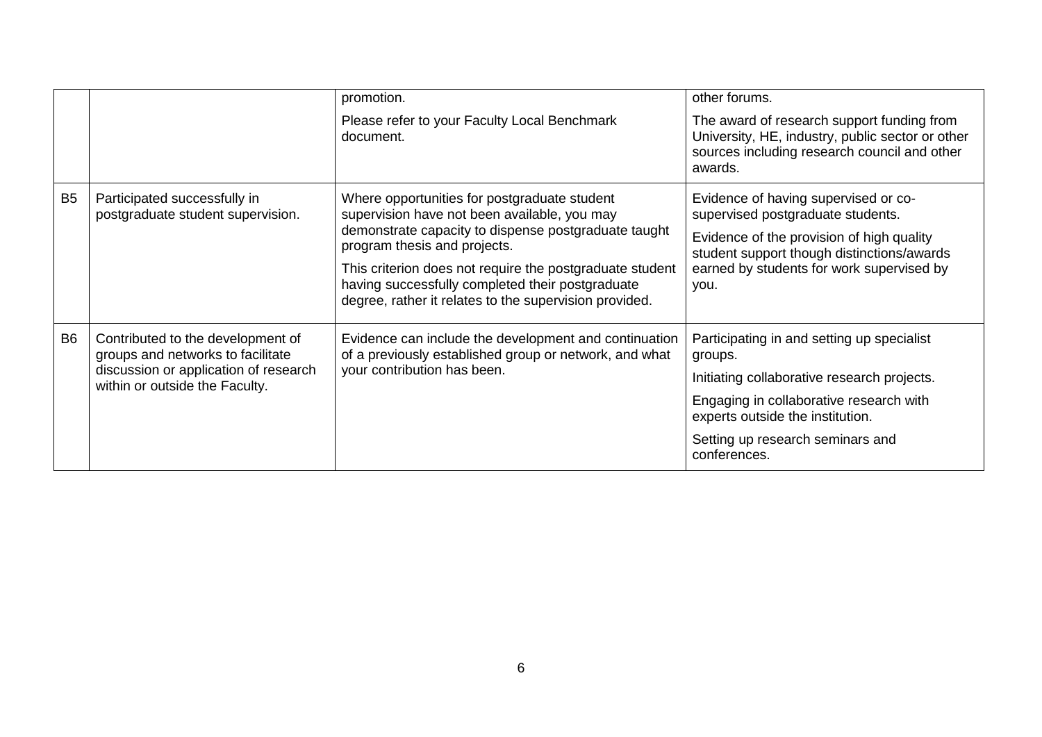| | | | |
|---|---|---|---|
| | | promotion.<br><br>Please refer to your Faculty Local Benchmark document. | other forums.<br><br>The award of research support funding from University, HE, industry, public sector or other sources including research council and other awards. |
| B5 | Participated successfully in postgraduate student supervision. | Where opportunities for postgraduate student supervision have not been available, you may demonstrate capacity to dispense postgraduate taught program thesis and projects.<br><br>This criterion does not require the postgraduate student having successfully completed their postgraduate degree, rather it relates to the supervision provided. | Evidence of having supervised or co-supervised postgraduate students.<br><br>Evidence of the provision of high quality student support though distinctions/awards earned by students for work supervised by you. |
| B6 | Contributed to the development of groups and networks to facilitate discussion or application of research within or outside the Faculty. | Evidence can include the development and continuation of a previously established group or network, and what your contribution has been. | Participating in and setting up specialist groups.<br><br>Initiating collaborative research projects.<br><br>Engaging in collaborative research with experts outside the institution.<br><br>Setting up research seminars and conferences. |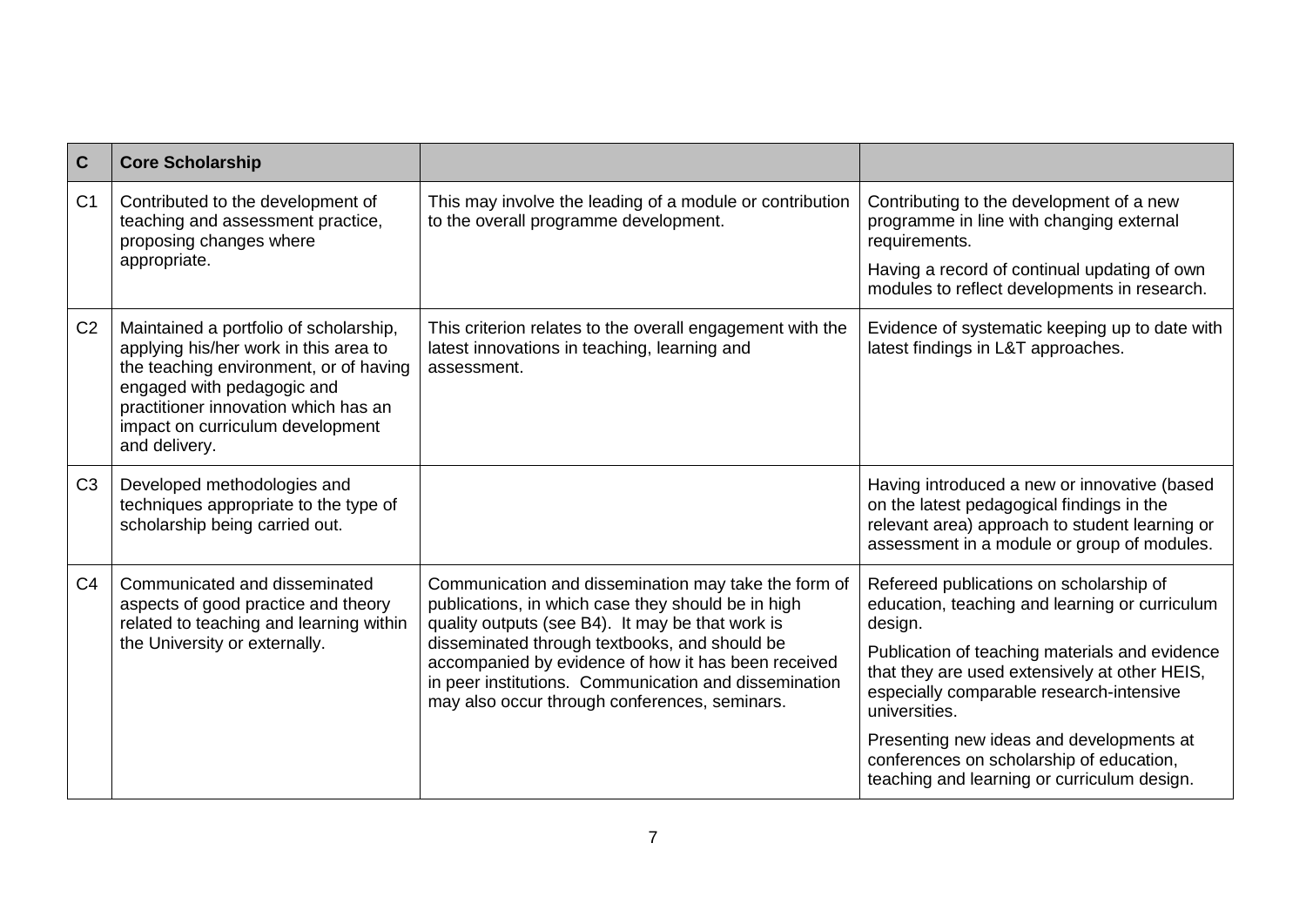| C | Core Scholarship | | |
|---|---|---|---|
| C1 | Contributed to the development of teaching and assessment practice, proposing changes where appropriate. | This may involve the leading of a module or contribution to the overall programme development. | Contributing to the development of a new programme in line with changing external requirements.<br><br>Having a record of continual updating of own modules to reflect developments in research. |
| C2 | Maintained a portfolio of scholarship, applying his/her work in this area to the teaching environment, or of having engaged with pedagogic and practitioner innovation which has an impact on curriculum development and delivery. | This criterion relates to the overall engagement with the latest innovations in teaching, learning and assessment. | Evidence of systematic keeping up to date with latest findings in L&T approaches. |
| C3 | Developed methodologies and techniques appropriate to the type of scholarship being carried out. | | Having introduced a new or innovative (based on the latest pedagogical findings in the relevant area) approach to student learning or assessment in a module or group of modules. |
| C4 | Communicated and disseminated aspects of good practice and theory related to teaching and learning within the University or externally. | Communication and dissemination may take the form of publications, in which case they should be in high quality outputs (see B4). It may be that work is disseminated through textbooks, and should be accompanied by evidence of how it has been received in peer institutions. Communication and dissemination may also occur through conferences, seminars. | Refereed publications on scholarship of education, teaching and learning or curriculum design.<br><br>Publication of teaching materials and evidence that they are used extensively at other HEIS, especially comparable research-intensive universities.<br><br>Presenting new ideas and developments at conferences on scholarship of education, teaching and learning or curriculum design. |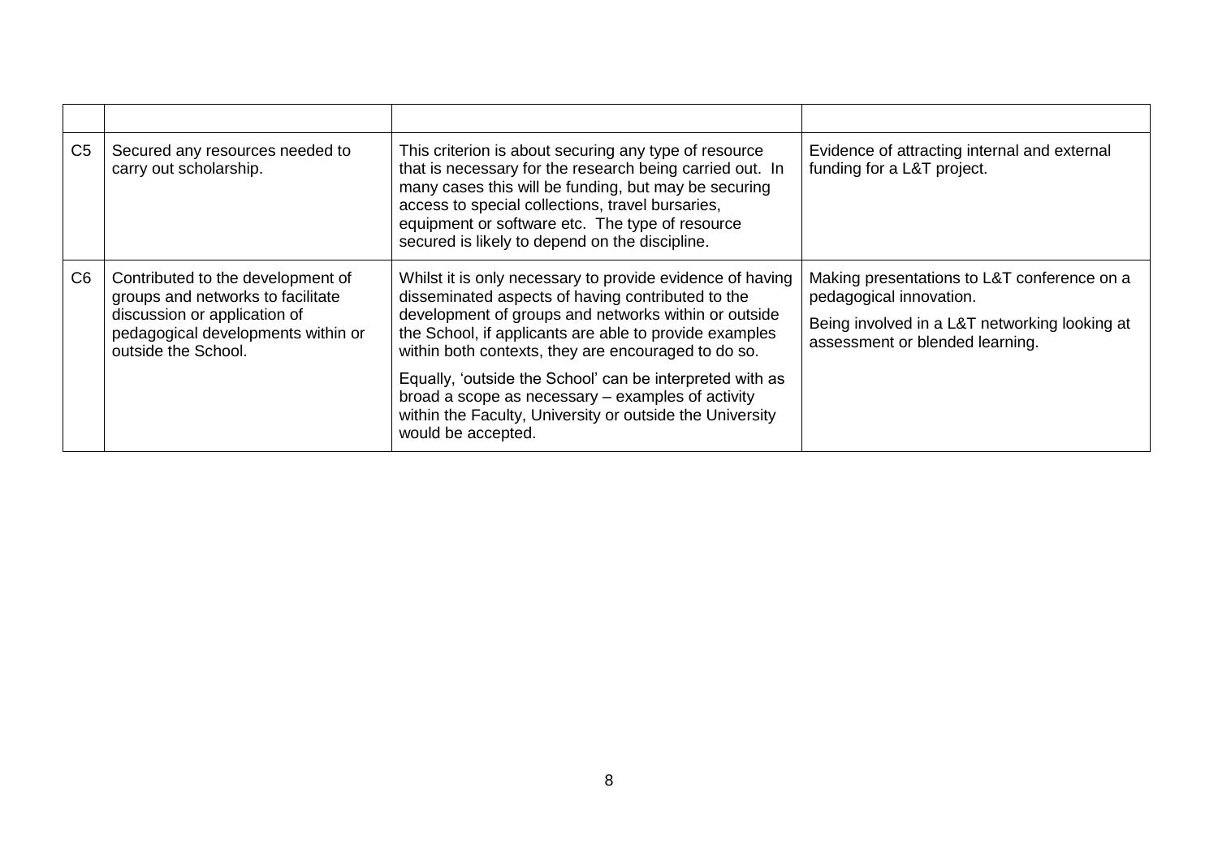| | | | |
|---|---|---|---|
| C5 | Secured any resources needed to carry out scholarship. | This criterion is about securing any type of resource that is necessary for the research being carried out. In many cases this will be funding, but may be securing access to special collections, travel bursaries, equipment or software etc. The type of resource secured is likely to depend on the discipline. | Evidence of attracting internal and external funding for a L&T project. |
| C6 | Contributed to the development of groups and networks to facilitate discussion or application of pedagogical developments within or outside the School. | Whilst it is only necessary to provide evidence of having disseminated aspects of having contributed to the development of groups and networks within or outside the School, if applicants are able to provide examples within both contexts, they are encouraged to do so.<br><br>Equally, 'outside the School' can be interpreted with as broad a scope as necessary – examples of activity within the Faculty, University or outside the University would be accepted. | Making presentations to L&T conference on a pedagogical innovation.<br><br>Being involved in a L&T networking looking at assessment or blended learning. |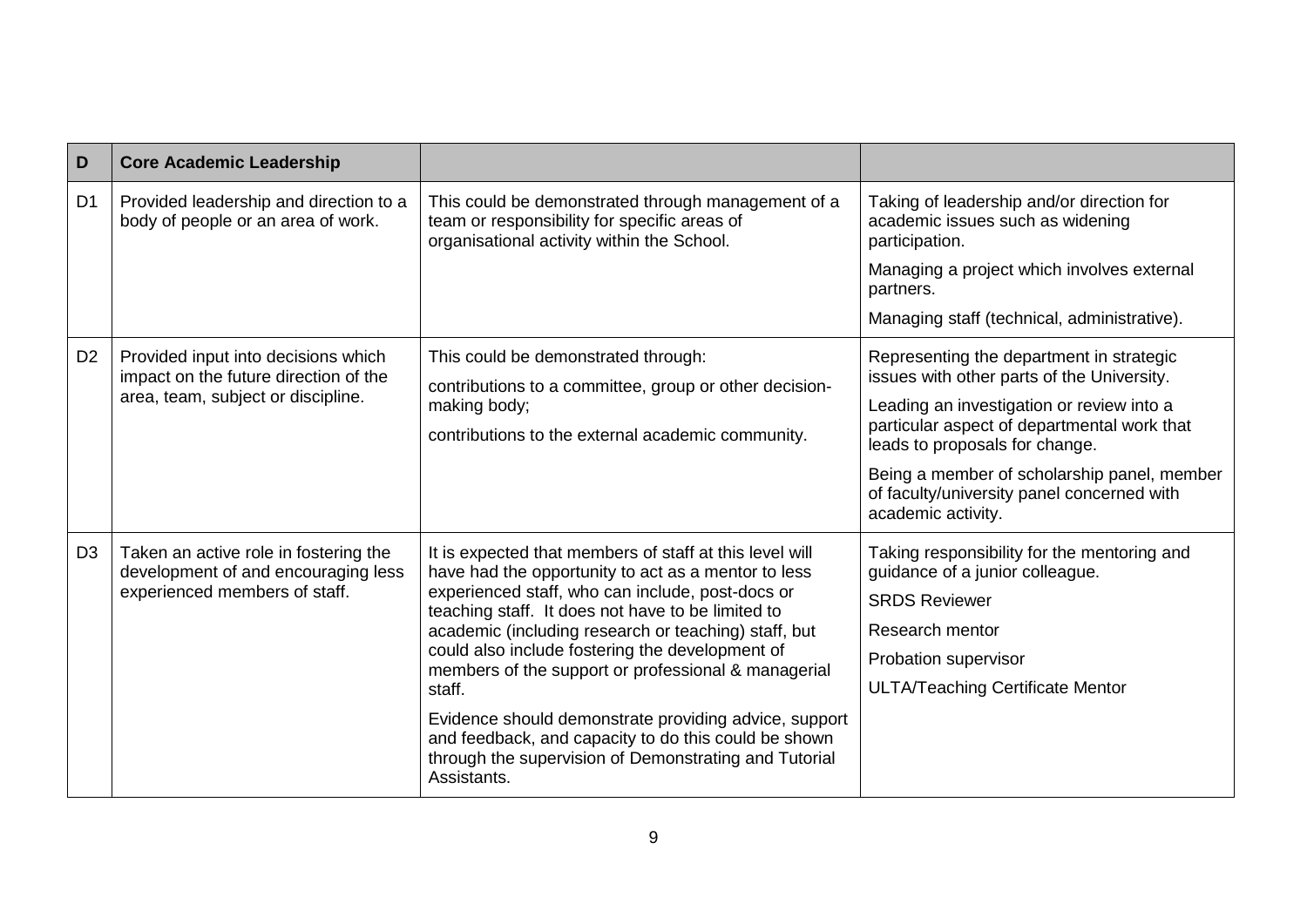| D | Core Academic Leadership | | |
|---|---|---|---|
| D1 | Provided leadership and direction to a body of people or an area of work. | This could be demonstrated through management of a team or responsibility for specific areas of organisational activity within the School. | Taking of leadership and/or direction for academic issues such as widening participation.<br><br>Managing a project which involves external partners.<br><br>Managing staff (technical, administrative). |
| D2 | Provided input into decisions which impact on the future direction of the area, team, subject or discipline. | This could be demonstrated through:<br><br>contributions to a committee, group or other decision-making body;<br><br>contributions to the external academic community. | Representing the department in strategic issues with other parts of the University.<br><br>Leading an investigation or review into a particular aspect of departmental work that leads to proposals for change.<br><br>Being a member of scholarship panel, member of faculty/university panel concerned with academic activity. |
| D3 | Taken an active role in fostering the development of and encouraging less experienced members of staff. | It is expected that members of staff at this level will have had the opportunity to act as a mentor to less experienced staff, who can include, post-docs or teaching staff. It does not have to be limited to academic (including research or teaching) staff, but could also include fostering the development of members of the support or professional & managerial staff.<br><br>Evidence should demonstrate providing advice, support and feedback, and capacity to do this could be shown through the supervision of Demonstrating and Tutorial Assistants. | Taking responsibility for the mentoring and guidance of a junior colleague.<br><br>SRDS Reviewer<br><br>Research mentor<br><br>Probation supervisor<br><br>ULTA/Teaching Certificate Mentor |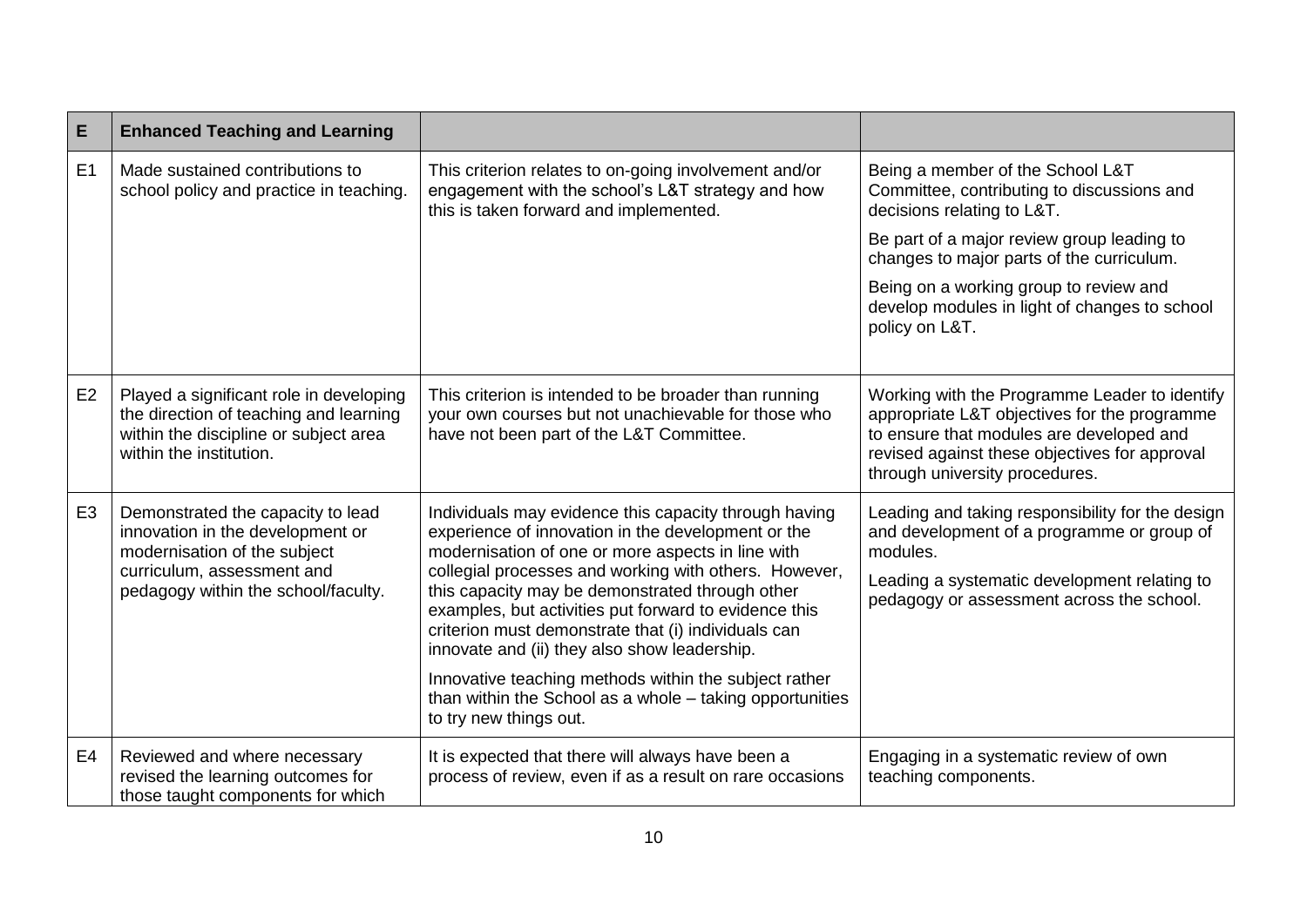| E | Enhanced Teaching and Learning | | |
|---|---|---|---|
| E1 | Made sustained contributions to school policy and practice in teaching. | This criterion relates to on-going involvement and/or engagement with the school's L&T strategy and how this is taken forward and implemented. | Being a member of the School L&T Committee, contributing to discussions and decisions relating to L&T.<br><br>Be part of a major review group leading to changes to major parts of the curriculum.<br><br>Being on a working group to review and develop modules in light of changes to school policy on L&T. |
| E2 | Played a significant role in developing the direction of teaching and learning within the discipline or subject area within the institution. | This criterion is intended to be broader than running your own courses but not unachievable for those who have not been part of the L&T Committee. | Working with the Programme Leader to identify appropriate L&T objectives for the programme to ensure that modules are developed and revised against these objectives for approval through university procedures. |
| E3 | Demonstrated the capacity to lead innovation in the development or modernisation of the subject curriculum, assessment and pedagogy within the school/faculty. | Individuals may evidence this capacity through having experience of innovation in the development or the modernisation of one or more aspects in line with collegial processes and working with others. However, this capacity may be demonstrated through other examples, but activities put forward to evidence this criterion must demonstrate that (i) individuals can innovate and (ii) they also show leadership.<br><br>Innovative teaching methods within the subject rather than within the School as a whole – taking opportunities to try new things out. | Leading and taking responsibility for the design and development of a programme or group of modules.<br><br>Leading a systematic development relating to pedagogy or assessment across the school. |
| E4 | Reviewed and where necessary revised the learning outcomes for those taught components for which | It is expected that there will always have been a process of review, even if as a result on rare occasions | Engaging in a systematic review of own teaching components. |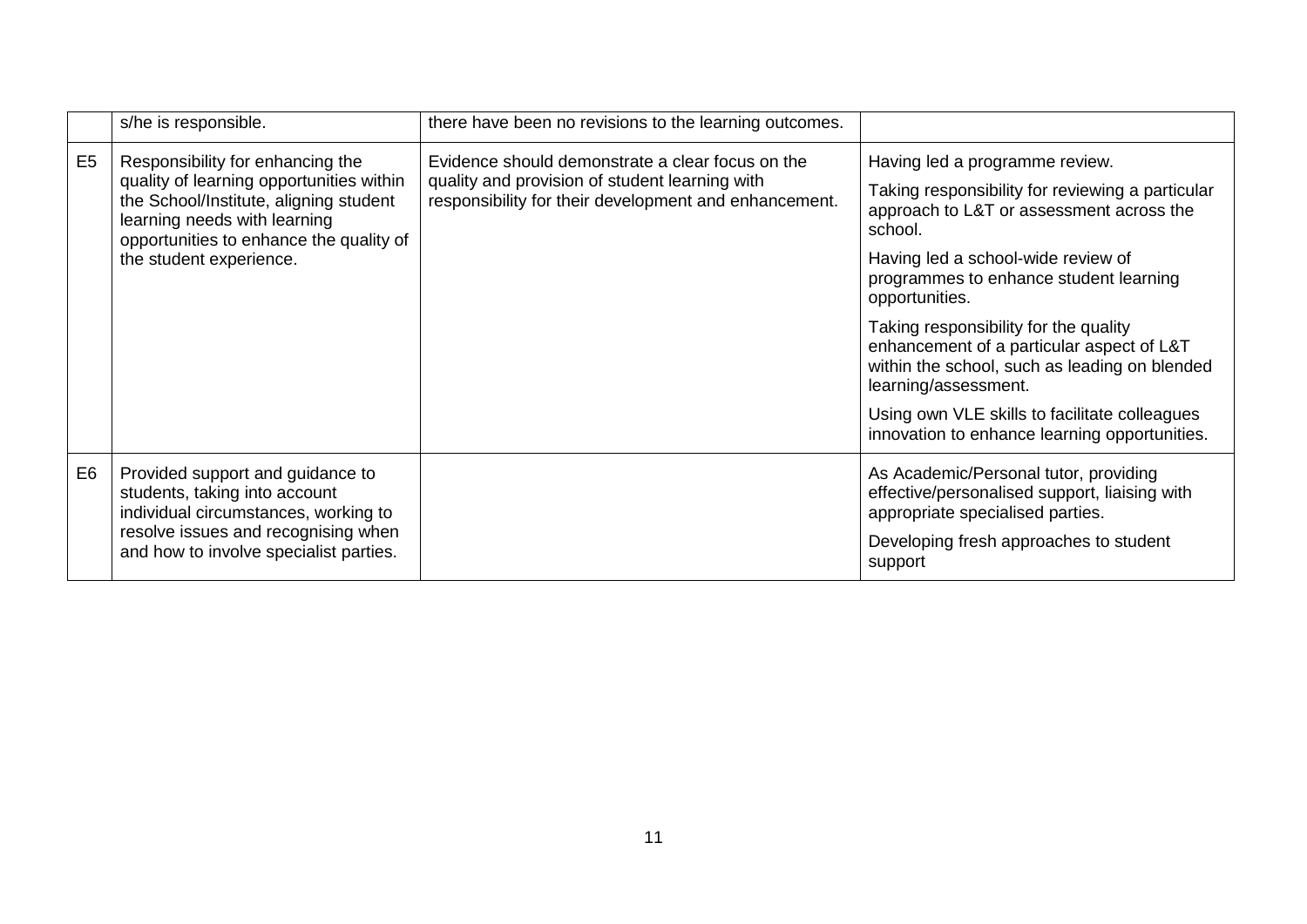|  |  |  |  |
|---|---|---|---|
|  | s/he is responsible. | there have been no revisions to the learning outcomes. |  |
| E5 | Responsibility for enhancing the quality of learning opportunities within the School/Institute, aligning student learning needs with learning opportunities to enhance the quality of the student experience. | Evidence should demonstrate a clear focus on the quality and provision of student learning with responsibility for their development and enhancement. | Having led a programme review.<br><br>Taking responsibility for reviewing a particular approach to L&T or assessment across the school.<br><br>Having led a school-wide review of programmes to enhance student learning opportunities.<br><br>Taking responsibility for the quality enhancement of a particular aspect of L&T within the school, such as leading on blended learning/assessment.<br><br>Using own VLE skills to facilitate colleagues innovation to enhance learning opportunities. |
| E6 | Provided support and guidance to students, taking into account individual circumstances, working to resolve issues and recognising when and how to involve specialist parties. |  | As Academic/Personal tutor, providing effective/personalised support, liaising with appropriate specialised parties.<br><br>Developing fresh approaches to student support |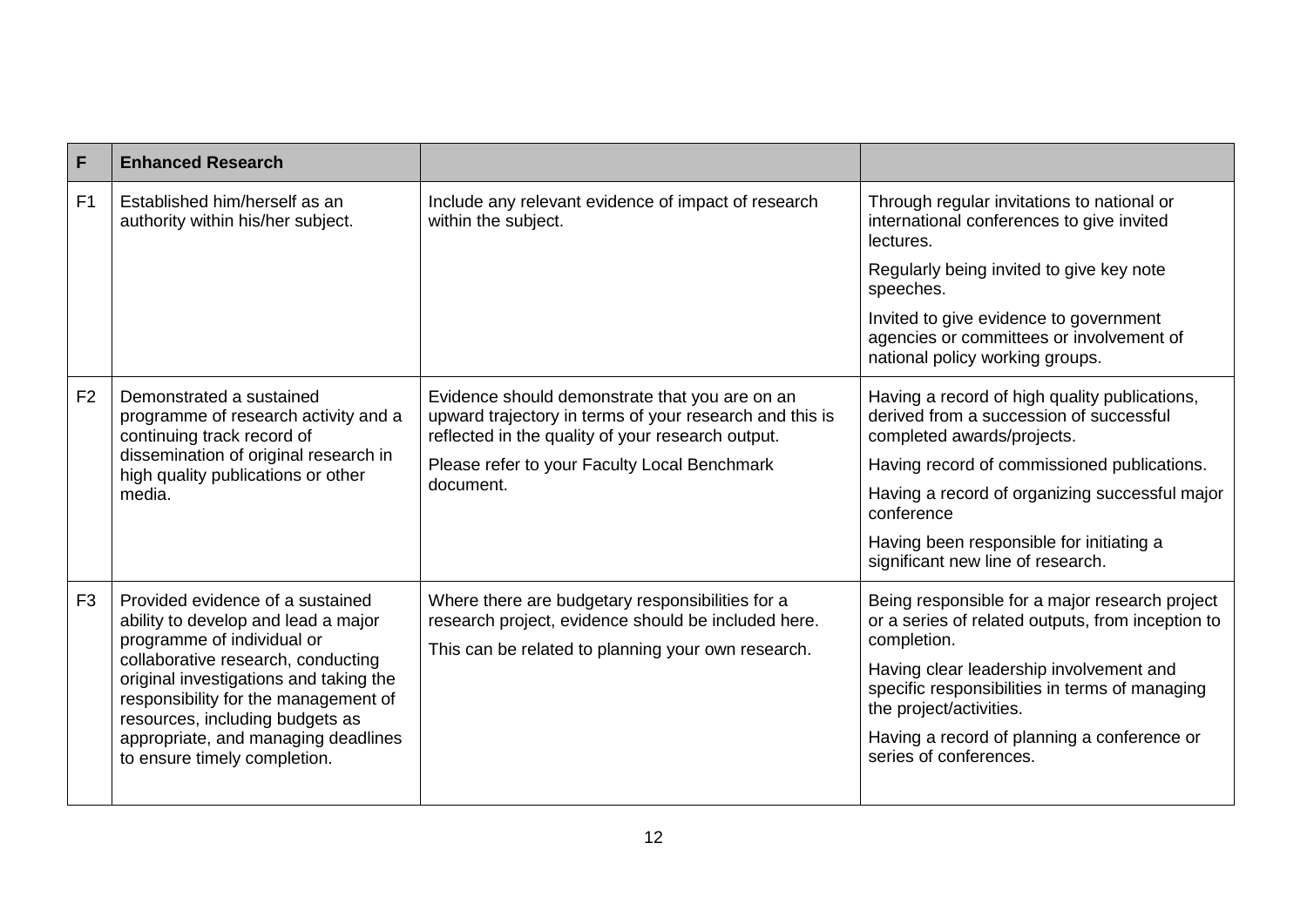| F | Enhanced Research | | |
|---|---|---|---|
| F1 | Established him/herself as an authority within his/her subject. | Include any relevant evidence of impact of research within the subject. | Through regular invitations to national or international conferences to give invited lectures.<br><br>Regularly being invited to give key note speeches.<br><br>Invited to give evidence to government agencies or committees or involvement of national policy working groups. |
| F2 | Demonstrated a sustained programme of research activity and a continuing track record of dissemination of original research in high quality publications or other media. | Evidence should demonstrate that you are on an upward trajectory in terms of your research and this is reflected in the quality of your research output.<br><br>Please refer to your Faculty Local Benchmark document. | Having a record of high quality publications, derived from a succession of successful completed awards/projects.<br><br>Having record of commissioned publications.<br><br>Having a record of organizing successful major conference<br><br>Having been responsible for initiating a significant new line of research. |
| F3 | Provided evidence of a sustained ability to develop and lead a major programme of individual or collaborative research, conducting original investigations and taking the responsibility for the management of resources, including budgets as appropriate, and managing deadlines to ensure timely completion. | Where there are budgetary responsibilities for a research project, evidence should be included here.<br><br>This can be related to planning your own research. | Being responsible for a major research project or a series of related outputs, from inception to completion.<br><br>Having clear leadership involvement and specific responsibilities in terms of managing the project/activities.<br><br>Having a record of planning a conference or series of conferences. |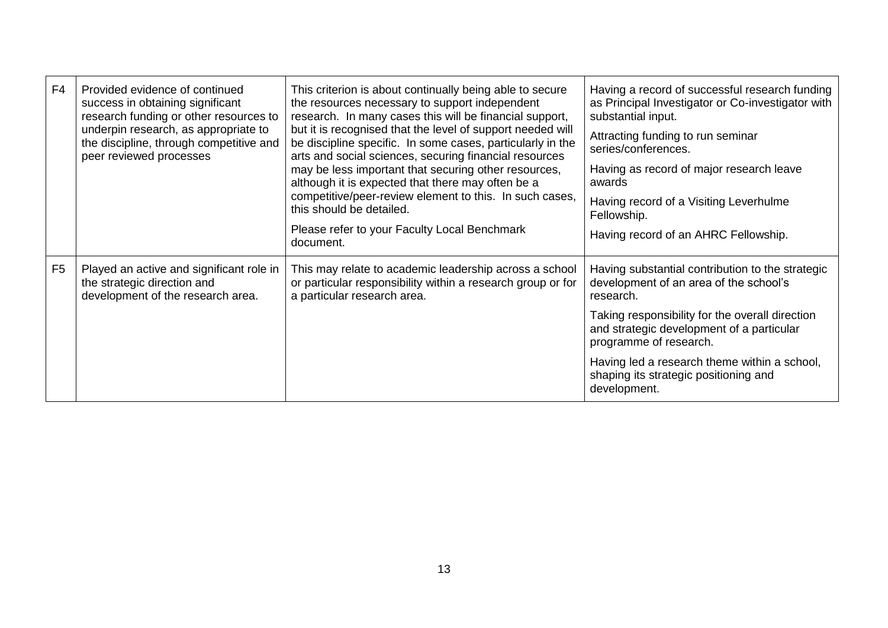| | | | |
|---|---|---|---|
| F4 | Provided evidence of continued success in obtaining significant research funding or other resources to underpin research, as appropriate to the discipline, through competitive and peer reviewed processes | This criterion is about continually being able to secure the resources necessary to support independent research. In many cases this will be financial support, but it is recognised that the level of support needed will be discipline specific. In some cases, particularly in the arts and social sciences, securing financial resources may be less important that securing other resources, although it is expected that there may often be a competitive/peer-review element to this. In such cases, this should be detailed.<br><br>Please refer to your Faculty Local Benchmark document. | Having a record of successful research funding as Principal Investigator or Co-investigator with substantial input.<br><br>Attracting funding to run seminar series/conferences.<br><br>Having as record of major research leave awards<br><br>Having record of a Visiting Leverhulme Fellowship.<br><br>Having record of an AHRC Fellowship. |
| F5 | Played an active and significant role in the strategic direction and development of the research area. | This may relate to academic leadership across a school or particular responsibility within a research group or for a particular research area. | Having substantial contribution to the strategic development of an area of the school's research.<br><br>Taking responsibility for the overall direction and strategic development of a particular programme of research.<br><br>Having led a research theme within a school, shaping its strategic positioning and development. |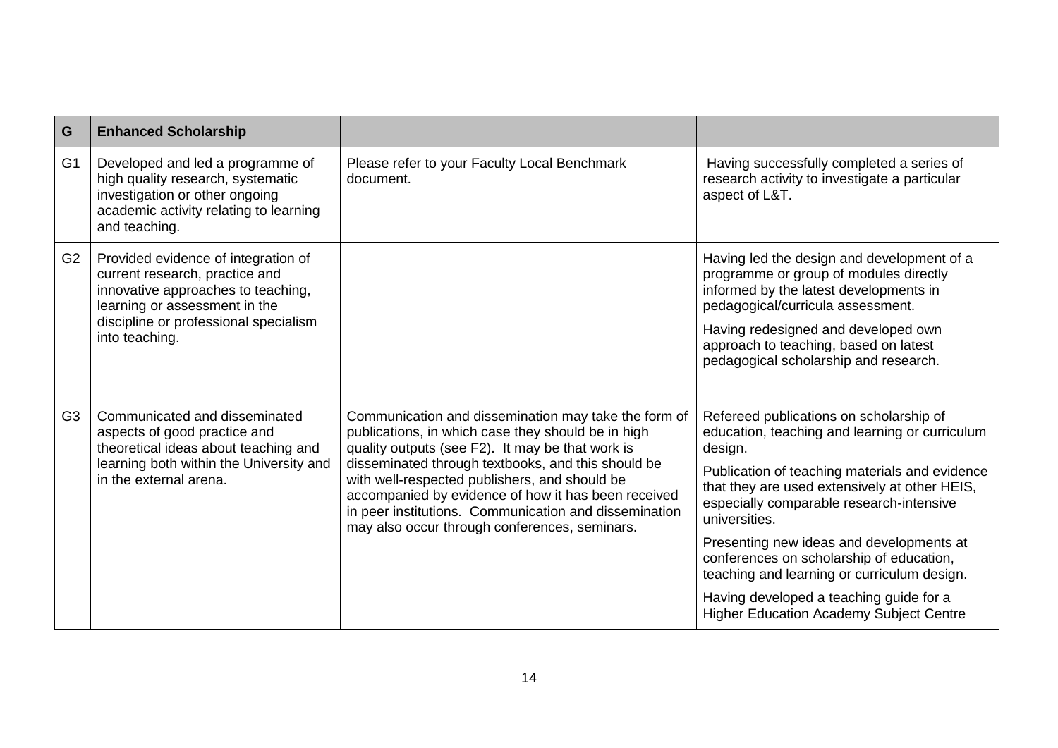| G | Enhanced Scholarship | | |
|---|---|---|---|
| G1 | Developed and led a programme of high quality research, systematic investigation or other ongoing academic activity relating to learning and teaching. | Please refer to your Faculty Local Benchmark document. | Having successfully completed a series of research activity to investigate a particular aspect of L&T. |
| G2 | Provided evidence of integration of current research, practice and innovative approaches to teaching, learning or assessment in the discipline or professional specialism into teaching. | | Having led the design and development of a programme or group of modules directly informed by the latest developments in pedagogical/curricula assessment.<br><br>Having redesigned and developed own approach to teaching, based on latest pedagogical scholarship and research. |
| G3 | Communicated and disseminated aspects of good practice and theoretical ideas about teaching and learning both within the University and in the external arena. | Communication and dissemination may take the form of publications, in which case they should be in high quality outputs (see F2). It may be that work is disseminated through textbooks, and this should be with well-respected publishers, and should be accompanied by evidence of how it has been received in peer institutions. Communication and dissemination may also occur through conferences, seminars. | Refereed publications on scholarship of education, teaching and learning or curriculum design.<br><br>Publication of teaching materials and evidence that they are used extensively at other HEIS, especially comparable research-intensive universities.<br><br>Presenting new ideas and developments at conferences on scholarship of education, teaching and learning or curriculum design.<br><br>Having developed a teaching guide for a Higher Education Academy Subject Centre |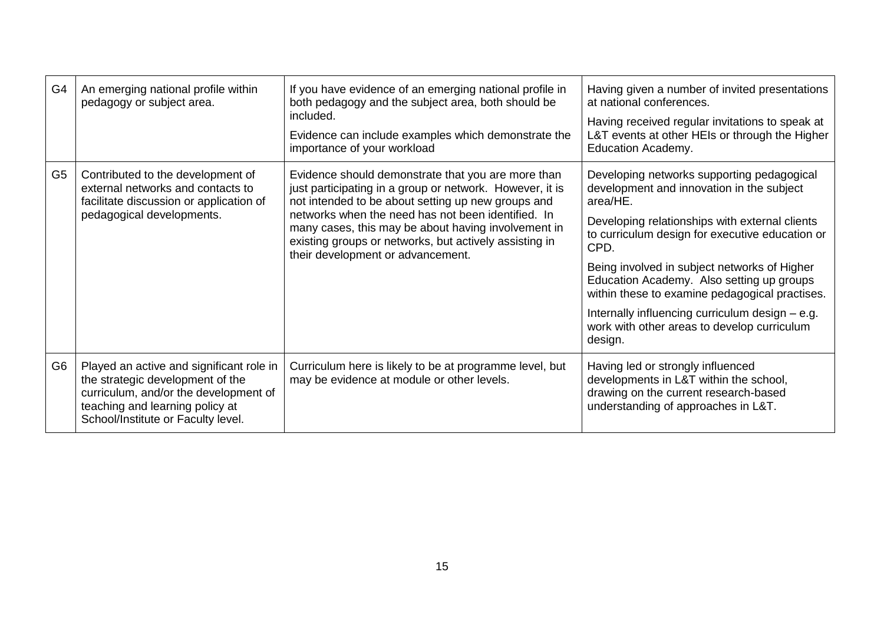| G4 | An emerging national profile within pedagogy or subject area. | If you have evidence of an emerging national profile in both pedagogy and the subject area, both should be included.<br><br>Evidence can include examples which demonstrate the importance of your workload | Having given a number of invited presentations at national conferences.<br><br>Having received regular invitations to speak at L&T events at other HEIs or through the Higher Education Academy. |
|---|---|---|---|
| G5 | Contributed to the development of external networks and contacts to facilitate discussion or application of pedagogical developments. | Evidence should demonstrate that you are more than just participating in a group or network. However, it is not intended to be about setting up new groups and networks when the need has not been identified. In many cases, this may be about having involvement in existing groups or networks, but actively assisting in their development or advancement. | Developing networks supporting pedagogical development and innovation in the subject area/HE.<br><br>Developing relationships with external clients to curriculum design for executive education or CPD.<br><br>Being involved in subject networks of Higher Education Academy. Also setting up groups within these to examine pedagogical practises.<br><br>Internally influencing curriculum design – e.g. work with other areas to develop curriculum design. |
| G6 | Played an active and significant role in the strategic development of the curriculum, and/or the development of teaching and learning policy at School/Institute or Faculty level. | Curriculum here is likely to be at programme level, but may be evidence at module or other levels. | Having led or strongly influenced developments in L&T within the school, drawing on the current research-based understanding of approaches in L&T. |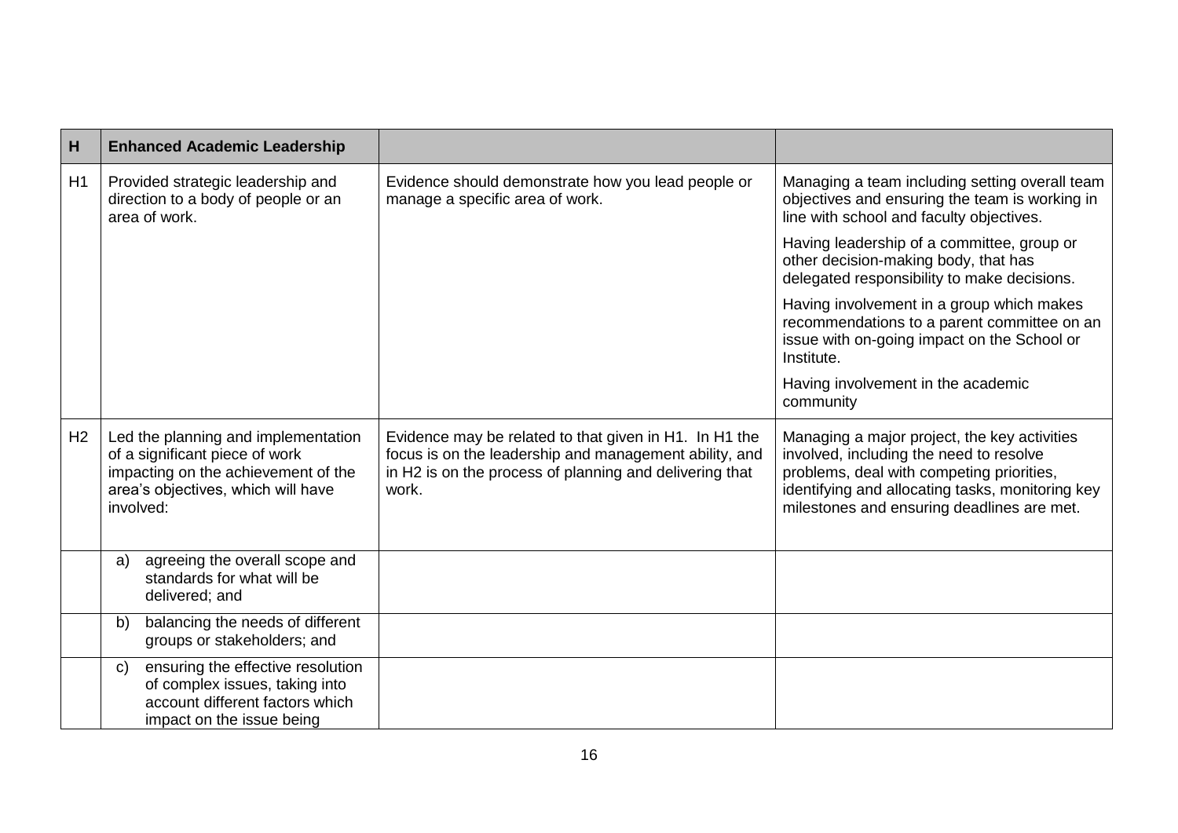| H | Enhanced Academic Leadership | | |
|---|---|---|---|
| H1 | Provided strategic leadership and direction to a body of people or an area of work. | Evidence should demonstrate how you lead people or manage a specific area of work. | Managing a team including setting overall team objectives and ensuring the team is working in line with school and faculty objectives.<br><br>Having leadership of a committee, group or other decision-making body, that has delegated responsibility to make decisions.<br><br>Having involvement in a group which makes recommendations to a parent committee on an issue with on-going impact on the School or Institute.<br><br>Having involvement in the academic community |
| H2 | Led the planning and implementation of a significant piece of work impacting on the achievement of the area's objectives, which will have involved: | Evidence may be related to that given in H1. In H1 the focus is on the leadership and management ability, and in H2 is on the process of planning and delivering that work. | Managing a major project, the key activities involved, including the need to resolve problems, deal with competing priorities, identifying and allocating tasks, monitoring key milestones and ensuring deadlines are met. |
| | a) agreeing the overall scope and standards for what will be delivered; and | | |
| | b) balancing the needs of different groups or stakeholders; and | | |
| | c) ensuring the effective resolution of complex issues, taking into account different factors which impact on the issue being | | |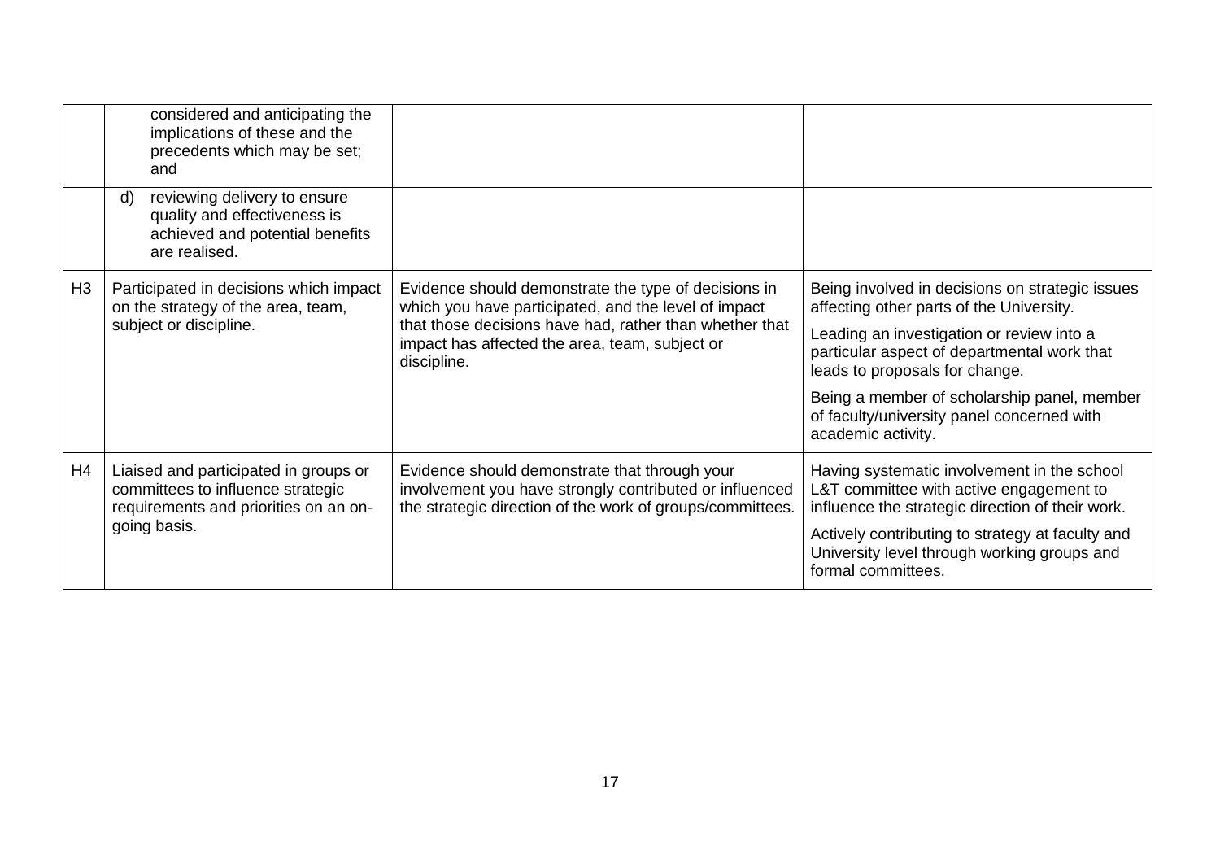| | | | |
|---|---|---|---|
| | considered and anticipating the implications of these and the precedents which may be set; and | | |
| | d) reviewing delivery to ensure quality and effectiveness is achieved and potential benefits are realised. | | |
| H3 | Participated in decisions which impact on the strategy of the area, team, subject or discipline. | Evidence should demonstrate the type of decisions in which you have participated, and the level of impact that those decisions have had, rather than whether that impact has affected the area, team, subject or discipline. | Being involved in decisions on strategic issues affecting other parts of the University.<br><br>Leading an investigation or review into a particular aspect of departmental work that leads to proposals for change.<br><br>Being a member of scholarship panel, member of faculty/university panel concerned with academic activity. |
| H4 | Liaised and participated in groups or committees to influence strategic requirements and priorities on an on-going basis. | Evidence should demonstrate that through your involvement you have strongly contributed or influenced the strategic direction of the work of groups/committees. | Having systematic involvement in the school L&T committee with active engagement to influence the strategic direction of their work.<br><br>Actively contributing to strategy at faculty and University level through working groups and formal committees. |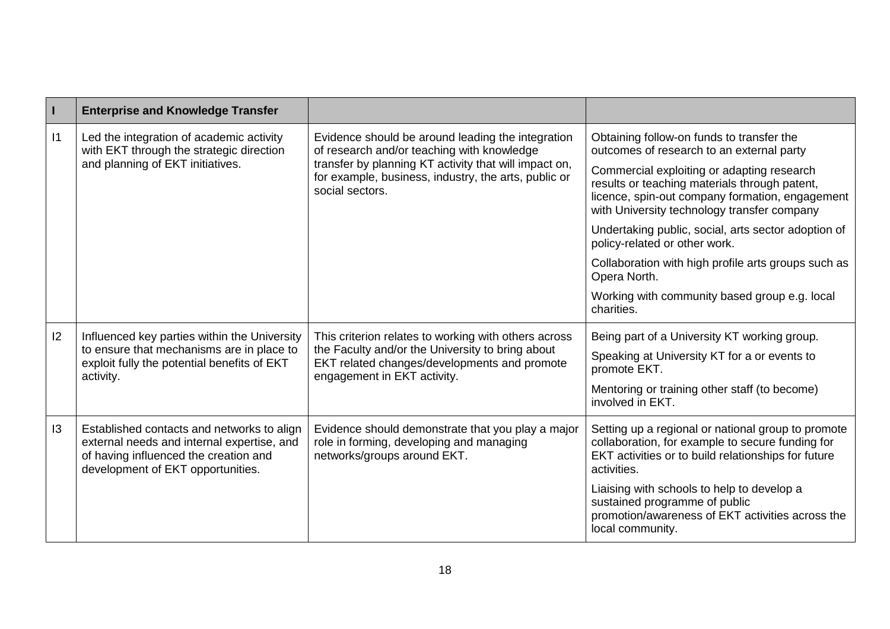| I | Enterprise and Knowledge Transfer | | |
|---|---|---|---|
| I1 | Led the integration of academic activity with EKT through the strategic direction and planning of EKT initiatives. | Evidence should be around leading the integration of research and/or teaching with knowledge transfer by planning KT activity that will impact on, for example, business, industry, the arts, public or social sectors. | Obtaining follow-on funds to transfer the outcomes of research to an external party<br><br>Commercial exploiting or adapting research results or teaching materials through patent, licence, spin-out company formation, engagement with University technology transfer company<br><br>Undertaking public, social, arts sector adoption of policy-related or other work.<br><br>Collaboration with high profile arts groups such as Opera North.<br><br>Working with community based group e.g. local charities. |
| I2 | Influenced key parties within the University to ensure that mechanisms are in place to exploit fully the potential benefits of EKT activity. | This criterion relates to working with others across the Faculty and/or the University to bring about EKT related changes/developments and promote engagement in EKT activity. | Being part of a University KT working group.<br><br>Speaking at University KT for a or events to promote EKT.<br><br>Mentoring or training other staff (to become) involved in EKT. |
| I3 | Established contacts and networks to align external needs and internal expertise, and of having influenced the creation and development of EKT opportunities. | Evidence should demonstrate that you play a major role in forming, developing and managing networks/groups around EKT. | Setting up a regional or national group to promote collaboration, for example to secure funding for EKT activities or to build relationships for future activities.<br><br>Liaising with schools to help to develop a sustained programme of public promotion/awareness of EKT activities across the local community. |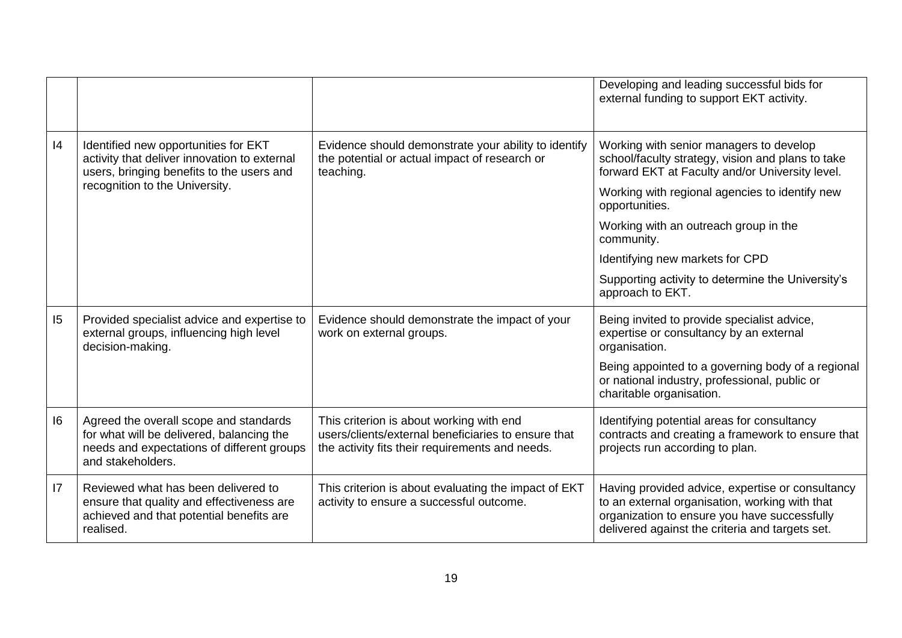| | | | |
|---|---|---|---|
| | | | Developing and leading successful bids for external funding to support EKT activity. |
| I4 | Identified new opportunities for EKT activity that deliver innovation to external users, bringing benefits to the users and recognition to the University. | Evidence should demonstrate your ability to identify the potential or actual impact of research or teaching. | Working with senior managers to develop school/faculty strategy, vision and plans to take forward EKT at Faculty and/or University level.<br><br>Working with regional agencies to identify new opportunities.<br><br>Working with an outreach group in the community.<br><br>Identifying new markets for CPD<br><br>Supporting activity to determine the University's approach to EKT. |
| I5 | Provided specialist advice and expertise to external groups, influencing high level decision-making. | Evidence should demonstrate the impact of your work on external groups. | Being invited to provide specialist advice, expertise or consultancy by an external organisation.<br><br>Being appointed to a governing body of a regional or national industry, professional, public or charitable organisation. |
| I6 | Agreed the overall scope and standards for what will be delivered, balancing the needs and expectations of different groups and stakeholders. | This criterion is about working with end users/clients/external beneficiaries to ensure that the activity fits their requirements and needs. | Identifying potential areas for consultancy contracts and creating a framework to ensure that projects run according to plan. |
| I7 | Reviewed what has been delivered to ensure that quality and effectiveness are achieved and that potential benefits are realised. | This criterion is about evaluating the impact of EKT activity to ensure a successful outcome. | Having provided advice, expertise or consultancy to an external organisation, working with that organization to ensure you have successfully delivered against the criteria and targets set. |